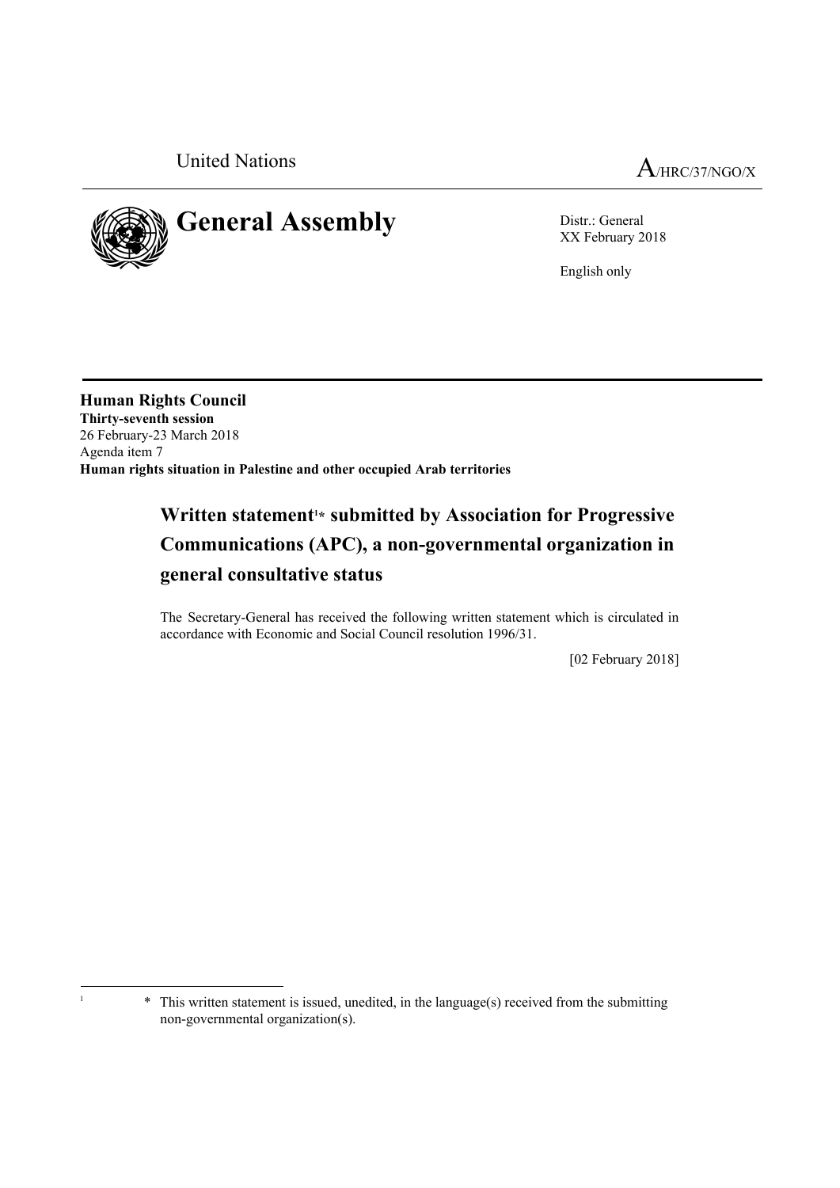United Nations

A/HRC/37/NGO/X

# General Assembly

Distr.: General
XX February 2018

English only

**Human Rights Council**
**Thirty-seventh session**
26 February-23 March 2018
Agenda item 7
**Human rights situation in Palestine and other occupied Arab territories**

## Written statement[1]* submitted by Association for Progressive Communications (APC), a non-governmental organization in general consultative status

The Secretary-General has received the following written statement which is circulated in accordance with Economic and Social Council resolution 1996/31.

[02 February 2018]

[1] * This written statement is issued, unedited, in the language(s) received from the submitting non-governmental organization(s).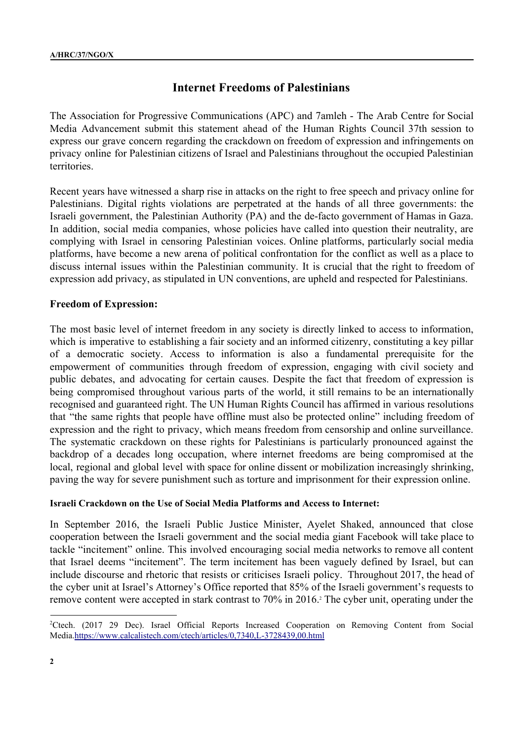# Internet Freedoms of Palestinians

The Association for Progressive Communications (APC) and 7amleh - The Arab Centre for Social Media Advancement submit this statement ahead of the Human Rights Council 37th session to express our grave concern regarding the crackdown on freedom of expression and infringements on privacy online for Palestinian citizens of Israel and Palestinians throughout the occupied Palestinian territories.

Recent years have witnessed a sharp rise in attacks on the right to free speech and privacy online for Palestinians. Digital rights violations are perpetrated at the hands of all three governments: the Israeli government, the Palestinian Authority (PA) and the de-facto government of Hamas in Gaza. In addition, social media companies, whose policies have called into question their neutrality, are complying with Israel in censoring Palestinian voices. Online platforms, particularly social media platforms, have become a new arena of political confrontation for the conflict as well as a place to discuss internal issues within the Palestinian community. It is crucial that the right to freedom of expression add privacy, as stipulated in UN conventions, are upheld and respected for Palestinians.

## Freedom of Expression:

The most basic level of internet freedom in any society is directly linked to access to information, which is imperative to establishing a fair society and an informed citizenry, constituting a key pillar of a democratic society. Access to information is also a fundamental prerequisite for the empowerment of communities through freedom of expression, engaging with civil society and public debates, and advocating for certain causes. Despite the fact that freedom of expression is being compromised throughout various parts of the world, it still remains to be an internationally recognised and guaranteed right. The UN Human Rights Council has affirmed in various resolutions that "the same rights that people have offline must also be protected online" including freedom of expression and the right to privacy, which means freedom from censorship and online surveillance. The systematic crackdown on these rights for Palestinians is particularly pronounced against the backdrop of a decades long occupation, where internet freedoms are being compromised at the local, regional and global level with space for online dissent or mobilization increasingly shrinking, paving the way for severe punishment such as torture and imprisonment for their expression online.

### Israeli Crackdown on the Use of Social Media Platforms and Access to Internet:

In September 2016, the Israeli Public Justice Minister, Ayelet Shaked, announced that close cooperation between the Israeli government and the social media giant Facebook will take place to tackle "incitement" online. This involved encouraging social media networks to remove all content that Israel deems "incitement". The term incitement has been vaguely defined by Israel, but can include discourse and rhetoric that resists or criticises Israeli policy. Throughout 2017, the head of the cyber unit at Israel's Attorney's Office reported that 85% of the Israeli government's requests to remove content were accepted in stark contrast to 70% in 2016.[2] The cyber unit, operating under the

---

[2] Ctech. (2017 29 Dec). Israel Official Reports Increased Cooperation on Removing Content from Social Media. https://www.calcalistech.com/ctech/articles/0,7340,L-3728439,00.html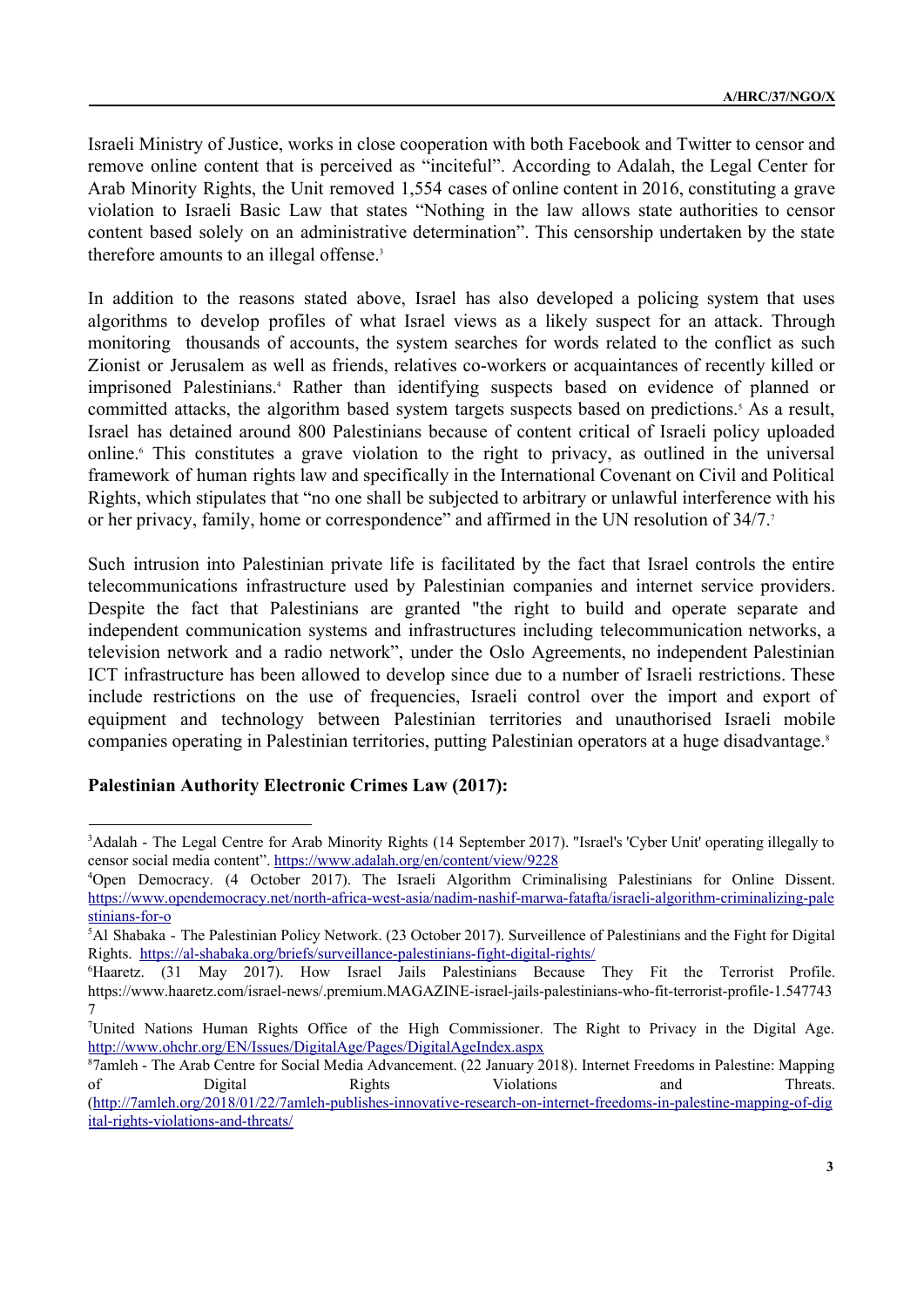Israeli Ministry of Justice, works in close cooperation with both Facebook and Twitter to censor and remove online content that is perceived as "inciteful". According to Adalah, the Legal Center for Arab Minority Rights, the Unit removed 1,554 cases of online content in 2016, constituting a grave violation to Israeli Basic Law that states "Nothing in the law allows state authorities to censor content based solely on an administrative determination". This censorship undertaken by the state therefore amounts to an illegal offense.[3]

In addition to the reasons stated above, Israel has also developed a policing system that uses algorithms to develop profiles of what Israel views as a likely suspect for an attack. Through monitoring thousands of accounts, the system searches for words related to the conflict as such Zionist or Jerusalem as well as friends, relatives co-workers or acquaintances of recently killed or imprisoned Palestinians.[4] Rather than identifying suspects based on evidence of planned or committed attacks, the algorithm based system targets suspects based on predictions.[5] As a result, Israel has detained around 800 Palestinians because of content critical of Israeli policy uploaded online.[6] This constitutes a grave violation to the right to privacy, as outlined in the universal framework of human rights law and specifically in the International Covenant on Civil and Political Rights, which stipulates that "no one shall be subjected to arbitrary or unlawful interference with his or her privacy, family, home or correspondence" and affirmed in the UN resolution of 34/7.[7]

Such intrusion into Palestinian private life is facilitated by the fact that Israel controls the entire telecommunications infrastructure used by Palestinian companies and internet service providers. Despite the fact that Palestinians are granted "the right to build and operate separate and independent communication systems and infrastructures including telecommunication networks, a television network and a radio network", under the Oslo Agreements, no independent Palestinian ICT infrastructure has been allowed to develop since due to a number of Israeli restrictions. These include restrictions on the use of frequencies, Israeli control over the import and export of equipment and technology between Palestinian territories and unauthorised Israeli mobile companies operating in Palestinian territories, putting Palestinian operators at a huge disadvantage.[8]

**Palestinian Authority Electronic Crimes Law (2017):**

---

[3] Adalah - The Legal Centre for Arab Minority Rights (14 September 2017). "Israel's 'Cyber Unit' operating illegally to censor social media content". https://www.adalah.org/en/content/view/9228

[4] Open Democracy. (4 October 2017). The Israeli Algorithm Criminalising Palestinians for Online Dissent. https://www.opendemocracy.net/north-africa-west-asia/nadim-nashif-marwa-fatafta/israeli-algorithm-criminalizing-palestinians-for-o

[5] Al Shabaka - The Palestinian Policy Network. (23 October 2017). Surveillence of Palestinians and the Fight for Digital Rights. https://al-shabaka.org/briefs/surveillance-palestinians-fight-digital-rights/

[6] Haaretz. (31 May 2017). How Israel Jails Palestinians Because They Fit the Terrorist Profile. https://www.haaretz.com/israel-news/.premium.MAGAZINE-israel-jails-palestinians-who-fit-terrorist-profile-1.5477437

[7] United Nations Human Rights Office of the High Commissioner. The Right to Privacy in the Digital Age. http://www.ohchr.org/EN/Issues/DigitalAge/Pages/DigitalAgeIndex.aspx

[8] 7amleh - The Arab Centre for Social Media Advancement. (22 January 2018). Internet Freedoms in Palestine: Mapping of Digital Rights Violations and Threats. (http://7amleh.org/2018/01/22/7amleh-publishes-innovative-research-on-internet-freedoms-in-palestine-mapping-of-digital-rights-violations-and-threats/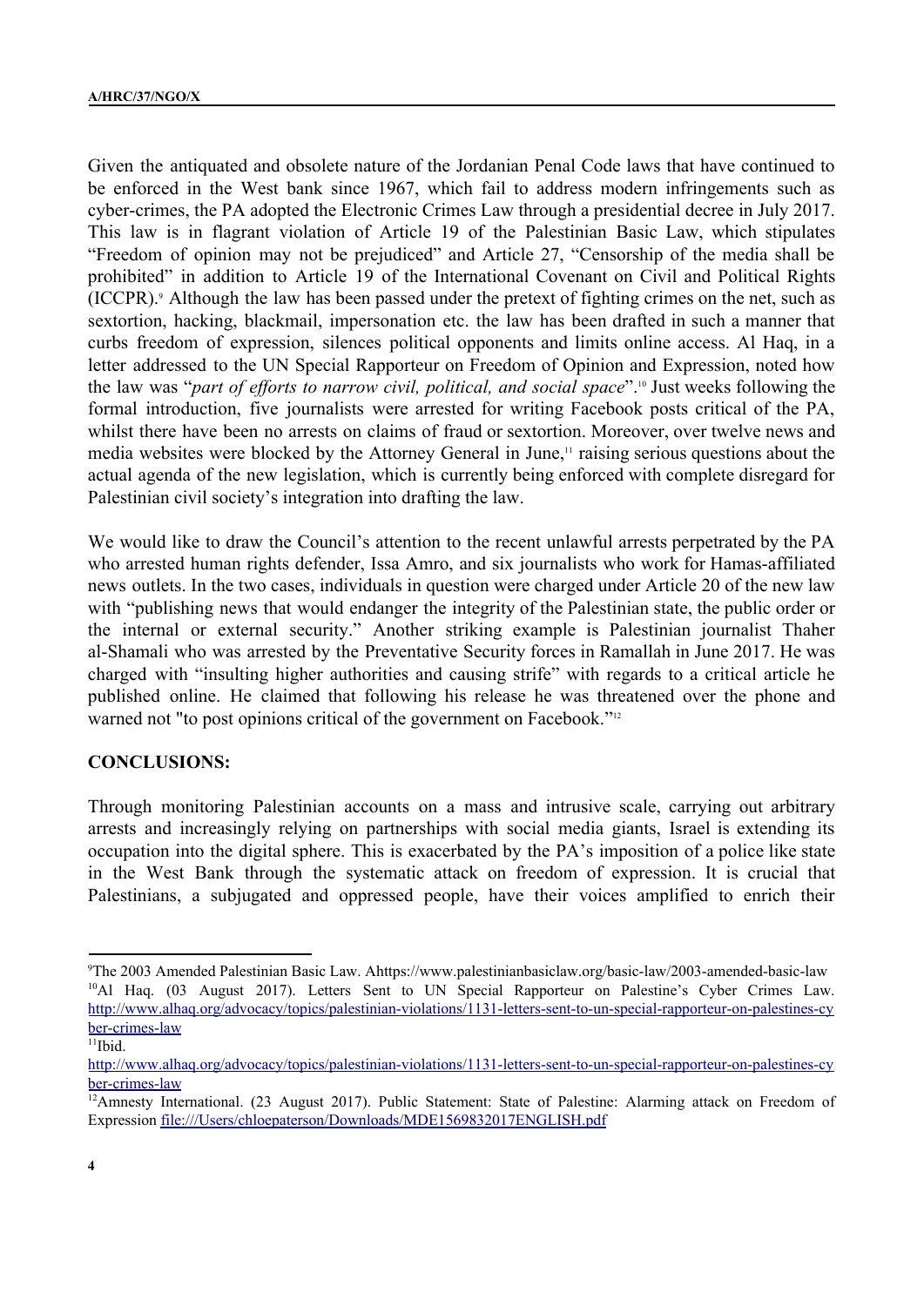Given the antiquated and obsolete nature of the Jordanian Penal Code laws that have continued to be enforced in the West bank since 1967, which fail to address modern infringements such as cyber-crimes, the PA adopted the Electronic Crimes Law through a presidential decree in July 2017. This law is in flagrant violation of Article 19 of the Palestinian Basic Law, which stipulates "Freedom of opinion may not be prejudiced" and Article 27, "Censorship of the media shall be prohibited" in addition to Article 19 of the International Covenant on Civil and Political Rights (ICCPR).[9] Although the law has been passed under the pretext of fighting crimes on the net, such as sextortion, hacking, blackmail, impersonation etc. the law has been drafted in such a manner that curbs freedom of expression, silences political opponents and limits online access. Al Haq, in a letter addressed to the UN Special Rapporteur on Freedom of Opinion and Expression, noted how the law was "*part of efforts to narrow civil, political, and social space*".[10] Just weeks following the formal introduction, five journalists were arrested for writing Facebook posts critical of the PA, whilst there have been no arrests on claims of fraud or sextortion. Moreover, over twelve news and media websites were blocked by the Attorney General in June,[11] raising serious questions about the actual agenda of the new legislation, which is currently being enforced with complete disregard for Palestinian civil society's integration into drafting the law.

We would like to draw the Council's attention to the recent unlawful arrests perpetrated by the PA who arrested human rights defender, Issa Amro, and six journalists who work for Hamas-affiliated news outlets. In the two cases, individuals in question were charged under Article 20 of the new law with "publishing news that would endanger the integrity of the Palestinian state, the public order or the internal or external security." Another striking example is Palestinian journalist Thaher al-Shamali who was arrested by the Preventative Security forces in Ramallah in June 2017. He was charged with "insulting higher authorities and causing strife" with regards to a critical article he published online. He claimed that following his release he was threatened over the phone and warned not "to post opinions critical of the government on Facebook."[12]

**CONCLUSIONS:**

Through monitoring Palestinian accounts on a mass and intrusive scale, carrying out arbitrary arrests and increasingly relying on partnerships with social media giants, Israel is extending its occupation into the digital sphere. This is exacerbated by the PA's imposition of a police like state in the West Bank through the systematic attack on freedom of expression. It is crucial that Palestinians, a subjugated and oppressed people, have their voices amplified to enrich their

---

[9] The 2003 Amended Palestinian Basic Law. Ahttps://www.palestinianbasiclaw.org/basic-law/2003-amended-basic-law

[10] Al Haq. (03 August 2017). Letters Sent to UN Special Rapporteur on Palestine's Cyber Crimes Law. http://www.alhaq.org/advocacy/topics/palestinian-violations/1131-letters-sent-to-un-special-rapporteur-on-palestines-cyber-crimes-law

[11] Ibid. http://www.alhaq.org/advocacy/topics/palestinian-violations/1131-letters-sent-to-un-special-rapporteur-on-palestines-cyber-crimes-law

[12] Amnesty International. (23 August 2017). Public Statement: State of Palestine: Alarming attack on Freedom of Expression file:///Users/chloepaterson/Downloads/MDE1569832017ENGLISH.pdf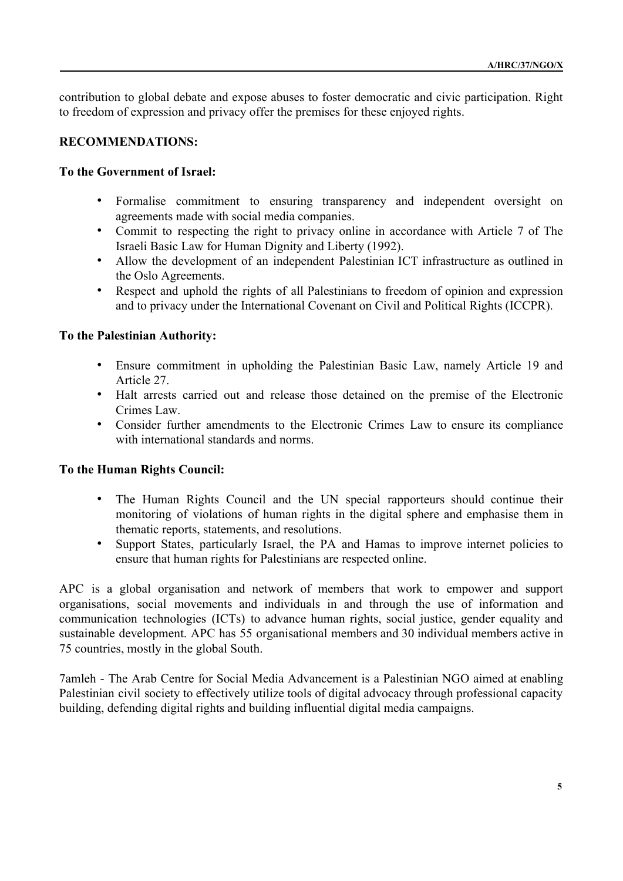contribution to global debate and expose abuses to foster democratic and civic participation. Right to freedom of expression and privacy offer the premises for these enjoyed rights.

**RECOMMENDATIONS:**

**To the Government of Israel:**

- Formalise commitment to ensuring transparency and independent oversight on agreements made with social media companies.
- Commit to respecting the right to privacy online in accordance with Article 7 of The Israeli Basic Law for Human Dignity and Liberty (1992).
- Allow the development of an independent Palestinian ICT infrastructure as outlined in the Oslo Agreements.
- Respect and uphold the rights of all Palestinians to freedom of opinion and expression and to privacy under the International Covenant on Civil and Political Rights (ICCPR).

**To the Palestinian Authority:**

- Ensure commitment in upholding the Palestinian Basic Law, namely Article 19 and Article 27.
- Halt arrests carried out and release those detained on the premise of the Electronic Crimes Law.
- Consider further amendments to the Electronic Crimes Law to ensure its compliance with international standards and norms.

**To the Human Rights Council:**

- The Human Rights Council and the UN special rapporteurs should continue their monitoring of violations of human rights in the digital sphere and emphasise them in thematic reports, statements, and resolutions.
- Support States, particularly Israel, the PA and Hamas to improve internet policies to ensure that human rights for Palestinians are respected online.

APC is a global organisation and network of members that work to empower and support organisations, social movements and individuals in and through the use of information and communication technologies (ICTs) to advance human rights, social justice, gender equality and sustainable development. APC has 55 organisational members and 30 individual members active in 75 countries, mostly in the global South.

7amleh - The Arab Centre for Social Media Advancement is a Palestinian NGO aimed at enabling Palestinian civil society to effectively utilize tools of digital advocacy through professional capacity building, defending digital rights and building influential digital media campaigns.